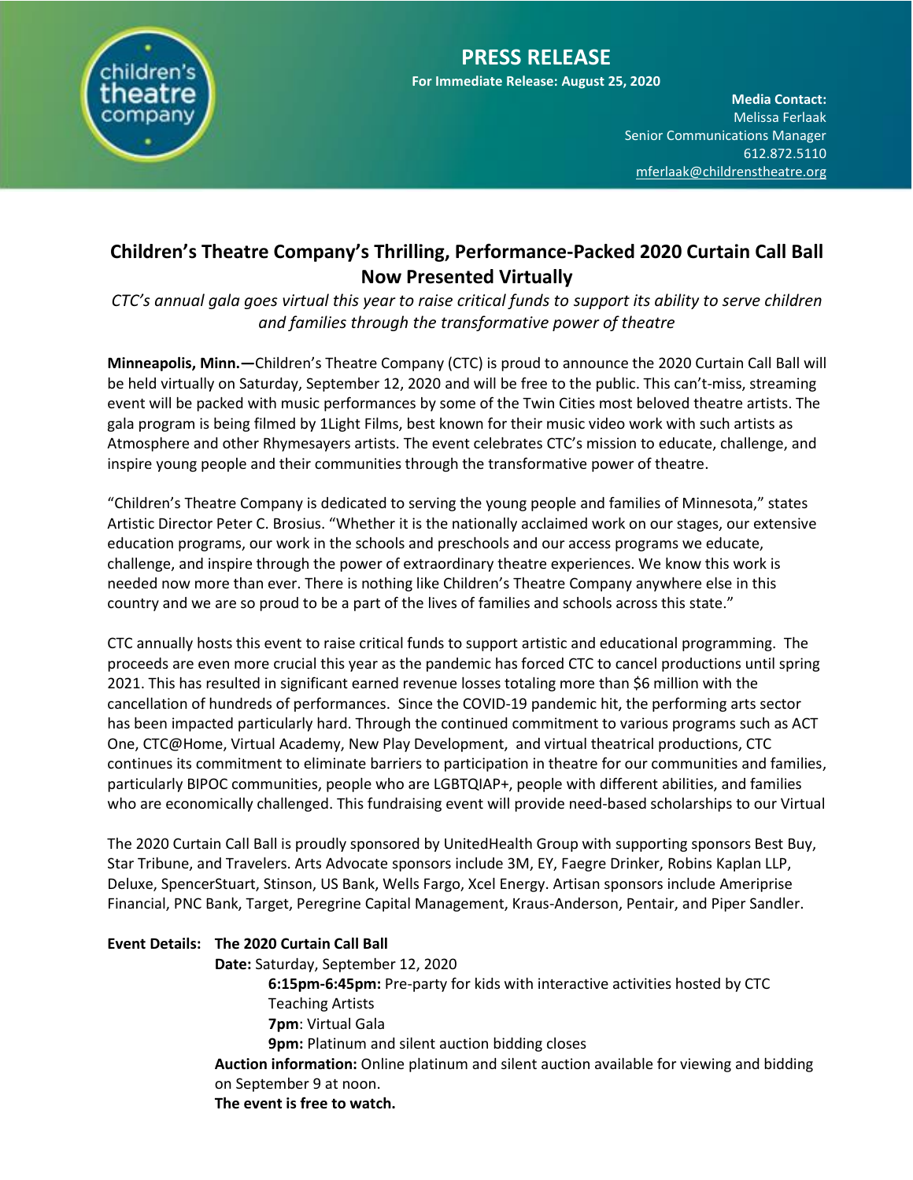children's theatre company

# PRESS RELEASE

**For Immediate Release: August 25, 2020**

**Media Contact:**
Melissa Ferlaak
Senior Communications Manager
612.872.5110
mferlaak@childrenstheatre.org

## Children's Theatre Company's Thrilling, Performance-Packed 2020 Curtain Call Ball Now Presented Virtually

*CTC's annual gala goes virtual this year to raise critical funds to support its ability to serve children and families through the transformative power of theatre*

**Minneapolis, Minn.—**Children's Theatre Company (CTC) is proud to announce the 2020 Curtain Call Ball will be held virtually on Saturday, September 12, 2020 and will be free to the public. This can't-miss, streaming event will be packed with music performances by some of the Twin Cities most beloved theatre artists. The gala program is being filmed by 1Light Films, best known for their music video work with such artists as Atmosphere and other Rhymesayers artists. The event celebrates CTC's mission to educate, challenge, and inspire young people and their communities through the transformative power of theatre.

"Children's Theatre Company is dedicated to serving the young people and families of Minnesota," states Artistic Director Peter C. Brosius. "Whether it is the nationally acclaimed work on our stages, our extensive education programs, our work in the schools and preschools and our access programs we educate, challenge, and inspire through the power of extraordinary theatre experiences. We know this work is needed now more than ever. There is nothing like Children's Theatre Company anywhere else in this country and we are so proud to be a part of the lives of families and schools across this state."

CTC annually hosts this event to raise critical funds to support artistic and educational programming. The proceeds are even more crucial this year as the pandemic has forced CTC to cancel productions until spring 2021. This has resulted in significant earned revenue losses totaling more than $6 million with the cancellation of hundreds of performances. Since the COVID-19 pandemic hit, the performing arts sector has been impacted particularly hard. Through the continued commitment to various programs such as ACT One, CTC@Home, Virtual Academy, New Play Development, and virtual theatrical productions, CTC continues its commitment to eliminate barriers to participation in theatre for our communities and families, particularly BIPOC communities, people who are LGBTQIAP+, people with different abilities, and families who are economically challenged. This fundraising event will provide need-based scholarships to our Virtual

The 2020 Curtain Call Ball is proudly sponsored by UnitedHealth Group with supporting sponsors Best Buy, Star Tribune, and Travelers. Arts Advocate sponsors include 3M, EY, Faegre Drinker, Robins Kaplan LLP, Deluxe, SpencerStuart, Stinson, US Bank, Wells Fargo, Xcel Energy. Artisan sponsors include Ameriprise Financial, PNC Bank, Target, Peregrine Capital Management, Kraus-Anderson, Pentair, and Piper Sandler.

**Event Details: The 2020 Curtain Call Ball**

**Date:** Saturday, September 12, 2020

- **6:15pm-6:45pm:** Pre-party for kids with interactive activities hosted by CTC Teaching Artists
- **7pm**: Virtual Gala
- **9pm:** Platinum and silent auction bidding closes

**Auction information:** Online platinum and silent auction available for viewing and bidding on September 9 at noon.

**The event is free to watch.**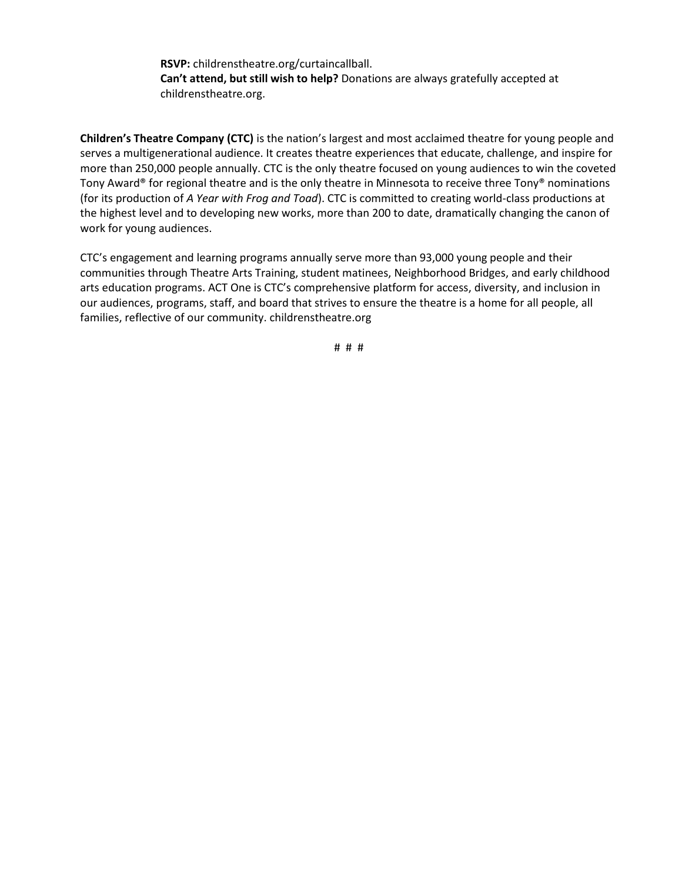**RSVP:** childrenstheatre.org/curtaincallball.
**Can't attend, but still wish to help?** Donations are always gratefully accepted at childrenstheatre.org.

**Children's Theatre Company (CTC)** is the nation's largest and most acclaimed theatre for young people and serves a multigenerational audience. It creates theatre experiences that educate, challenge, and inspire for more than 250,000 people annually. CTC is the only theatre focused on young audiences to win the coveted Tony Award® for regional theatre and is the only theatre in Minnesota to receive three Tony® nominations (for its production of *A Year with Frog and Toad*). CTC is committed to creating world-class productions at the highest level and to developing new works, more than 200 to date, dramatically changing the canon of work for young audiences.

CTC's engagement and learning programs annually serve more than 93,000 young people and their communities through Theatre Arts Training, student matinees, Neighborhood Bridges, and early childhood arts education programs. ACT One is CTC's comprehensive platform for access, diversity, and inclusion in our audiences, programs, staff, and board that strives to ensure the theatre is a home for all people, all families, reflective of our community. childrenstheatre.org

# # #